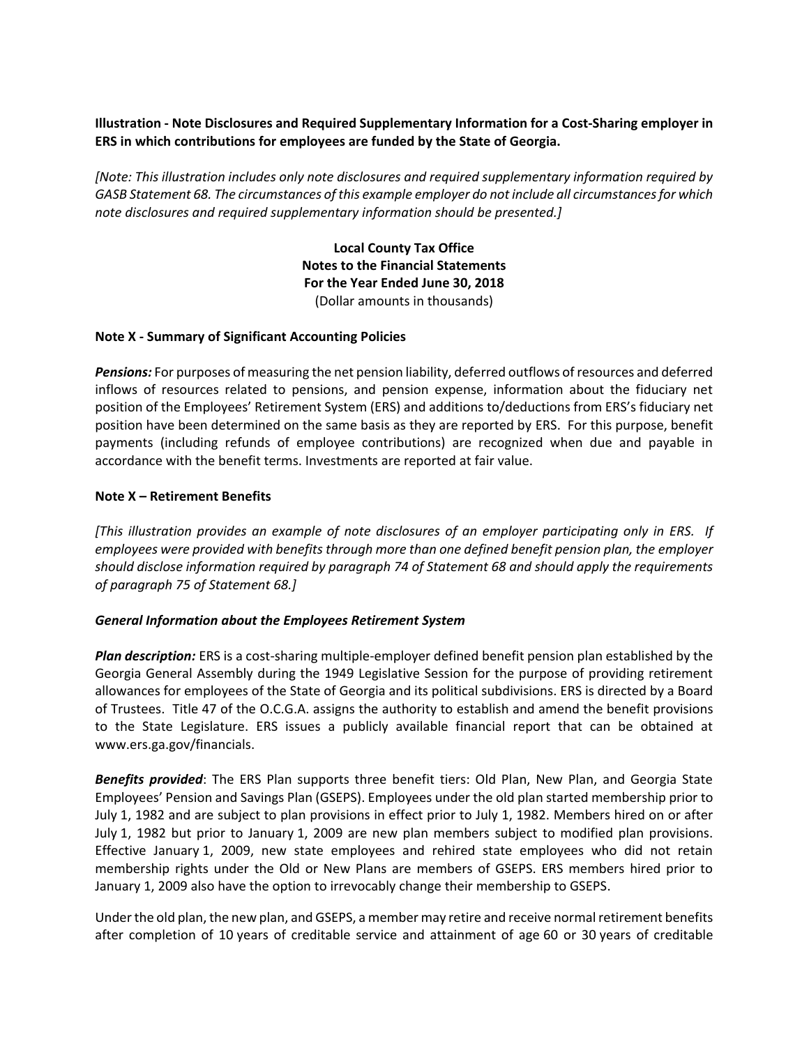**Illustration - Note Disclosures and Required Supplementary Information for a Cost-Sharing employer in ERS in which contributions for employees are funded by the State of Georgia.**

*[Note: This illustration includes only note disclosures and required supplementary information required by GASB Statement 68. The circumstances of this example employer do not include all circumstances for which note disclosures and required supplementary information should be presented.]*

**Local County Tax Office**
**Notes to the Financial Statements**
**For the Year Ended June 30, 2018**
(Dollar amounts in thousands)

**Note X - Summary of Significant Accounting Policies**

***Pensions:*** For purposes of measuring the net pension liability, deferred outflows of resources and deferred inflows of resources related to pensions, and pension expense, information about the fiduciary net position of the Employees' Retirement System (ERS) and additions to/deductions from ERS's fiduciary net position have been determined on the same basis as they are reported by ERS. For this purpose, benefit payments (including refunds of employee contributions) are recognized when due and payable in accordance with the benefit terms. Investments are reported at fair value.

**Note X – Retirement Benefits**

*[This illustration provides an example of note disclosures of an employer participating only in ERS. If employees were provided with benefits through more than one defined benefit pension plan, the employer should disclose information required by paragraph 74 of Statement 68 and should apply the requirements of paragraph 75 of Statement 68.]*

***General Information about the Employees Retirement System***

***Plan description:*** ERS is a cost-sharing multiple-employer defined benefit pension plan established by the Georgia General Assembly during the 1949 Legislative Session for the purpose of providing retirement allowances for employees of the State of Georgia and its political subdivisions. ERS is directed by a Board of Trustees. Title 47 of the O.C.G.A. assigns the authority to establish and amend the benefit provisions to the State Legislature. ERS issues a publicly available financial report that can be obtained at www.ers.ga.gov/financials.

***Benefits provided***: The ERS Plan supports three benefit tiers: Old Plan, New Plan, and Georgia State Employees' Pension and Savings Plan (GSEPS). Employees under the old plan started membership prior to July 1, 1982 and are subject to plan provisions in effect prior to July 1, 1982. Members hired on or after July 1, 1982 but prior to January 1, 2009 are new plan members subject to modified plan provisions. Effective January 1, 2009, new state employees and rehired state employees who did not retain membership rights under the Old or New Plans are members of GSEPS. ERS members hired prior to January 1, 2009 also have the option to irrevocably change their membership to GSEPS.

Under the old plan, the new plan, and GSEPS, a member may retire and receive normal retirement benefits after completion of 10 years of creditable service and attainment of age 60 or 30 years of creditable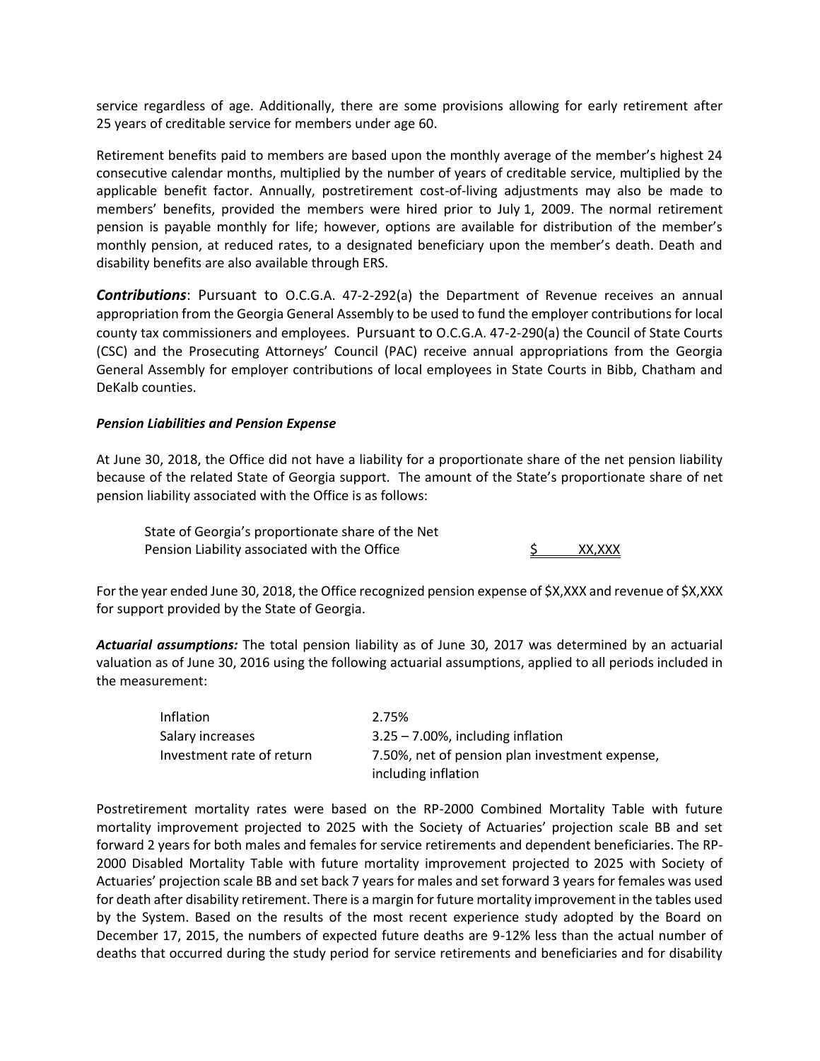service regardless of age. Additionally, there are some provisions allowing for early retirement after 25 years of creditable service for members under age 60.

Retirement benefits paid to members are based upon the monthly average of the member's highest 24 consecutive calendar months, multiplied by the number of years of creditable service, multiplied by the applicable benefit factor. Annually, postretirement cost-of-living adjustments may also be made to members' benefits, provided the members were hired prior to July 1, 2009. The normal retirement pension is payable monthly for life; however, options are available for distribution of the member's monthly pension, at reduced rates, to a designated beneficiary upon the member's death. Death and disability benefits are also available through ERS.

***Contributions***: Pursuant to O.C.G.A. 47-2-292(a) the Department of Revenue receives an annual appropriation from the Georgia General Assembly to be used to fund the employer contributions for local county tax commissioners and employees. Pursuant to O.C.G.A. 47-2-290(a) the Council of State Courts (CSC) and the Prosecuting Attorneys' Council (PAC) receive annual appropriations from the Georgia General Assembly for employer contributions of local employees in State Courts in Bibb, Chatham and DeKalb counties.

***Pension Liabilities and Pension Expense***

At June 30, 2018, the Office did not have a liability for a proportionate share of the net pension liability because of the related State of Georgia support. The amount of the State's proportionate share of net pension liability associated with the Office is as follows:

| | |
|---|---|
| State of Georgia's proportionate share of the Net Pension Liability associated with the Office | $ XX,XXX |

For the year ended June 30, 2018, the Office recognized pension expense of $X,XXX and revenue of $X,XXX for support provided by the State of Georgia.

***Actuarial assumptions:*** The total pension liability as of June 30, 2017 was determined by an actuarial valuation as of June 30, 2016 using the following actuarial assumptions, applied to all periods included in the measurement:

| | |
|---|---|
| Inflation | 2.75% |
| Salary increases | 3.25 – 7.00%, including inflation |
| Investment rate of return | 7.50%, net of pension plan investment expense, including inflation |

Postretirement mortality rates were based on the RP-2000 Combined Mortality Table with future mortality improvement projected to 2025 with the Society of Actuaries' projection scale BB and set forward 2 years for both males and females for service retirements and dependent beneficiaries. The RP-2000 Disabled Mortality Table with future mortality improvement projected to 2025 with Society of Actuaries' projection scale BB and set back 7 years for males and set forward 3 years for females was used for death after disability retirement. There is a margin for future mortality improvement in the tables used by the System. Based on the results of the most recent experience study adopted by the Board on December 17, 2015, the numbers of expected future deaths are 9-12% less than the actual number of deaths that occurred during the study period for service retirements and beneficiaries and for disability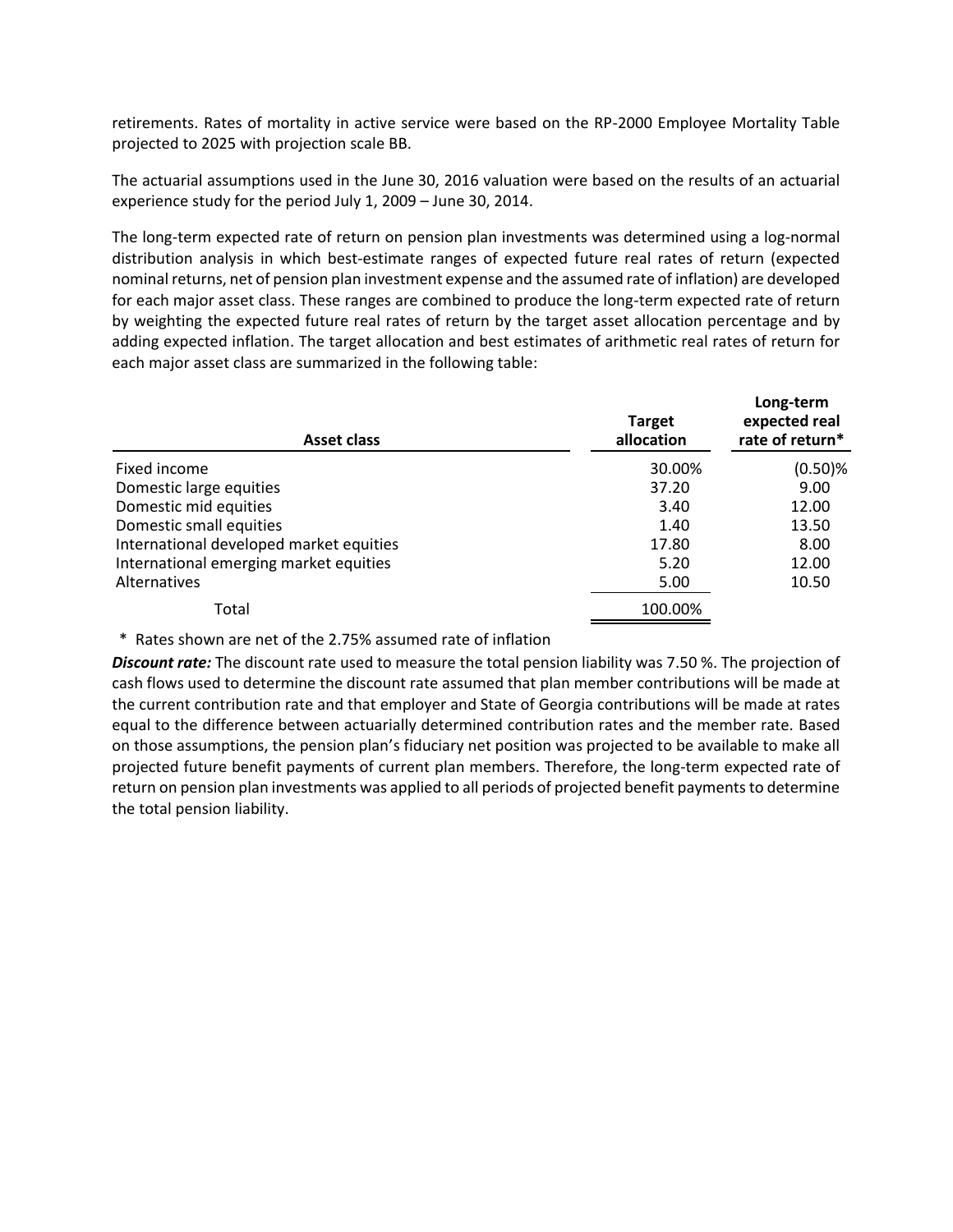retirements. Rates of mortality in active service were based on the RP-2000 Employee Mortality Table projected to 2025 with projection scale BB.

The actuarial assumptions used in the June 30, 2016 valuation were based on the results of an actuarial experience study for the period July 1, 2009 – June 30, 2014.

The long-term expected rate of return on pension plan investments was determined using a log-normal distribution analysis in which best-estimate ranges of expected future real rates of return (expected nominal returns, net of pension plan investment expense and the assumed rate of inflation) are developed for each major asset class. These ranges are combined to produce the long-term expected rate of return by weighting the expected future real rates of return by the target asset allocation percentage and by adding expected inflation. The target allocation and best estimates of arithmetic real rates of return for each major asset class are summarized in the following table:

| Asset class | Target allocation | Long-term expected real rate of return* |
|---|---|---|
| Fixed income | 30.00% | (0.50)% |
| Domestic large equities | 37.20 | 9.00 |
| Domestic mid equities | 3.40 | 12.00 |
| Domestic small equities | 1.40 | 13.50 |
| International developed market equities | 17.80 | 8.00 |
| International emerging market equities | 5.20 | 12.00 |
| Alternatives | 5.00 | 10.50 |
| Total | 100.00% | |

\* Rates shown are net of the 2.75% assumed rate of inflation

***Discount rate:*** The discount rate used to measure the total pension liability was 7.50 %. The projection of cash flows used to determine the discount rate assumed that plan member contributions will be made at the current contribution rate and that employer and State of Georgia contributions will be made at rates equal to the difference between actuarially determined contribution rates and the member rate. Based on those assumptions, the pension plan's fiduciary net position was projected to be available to make all projected future benefit payments of current plan members. Therefore, the long-term expected rate of return on pension plan investments was applied to all periods of projected benefit payments to determine the total pension liability.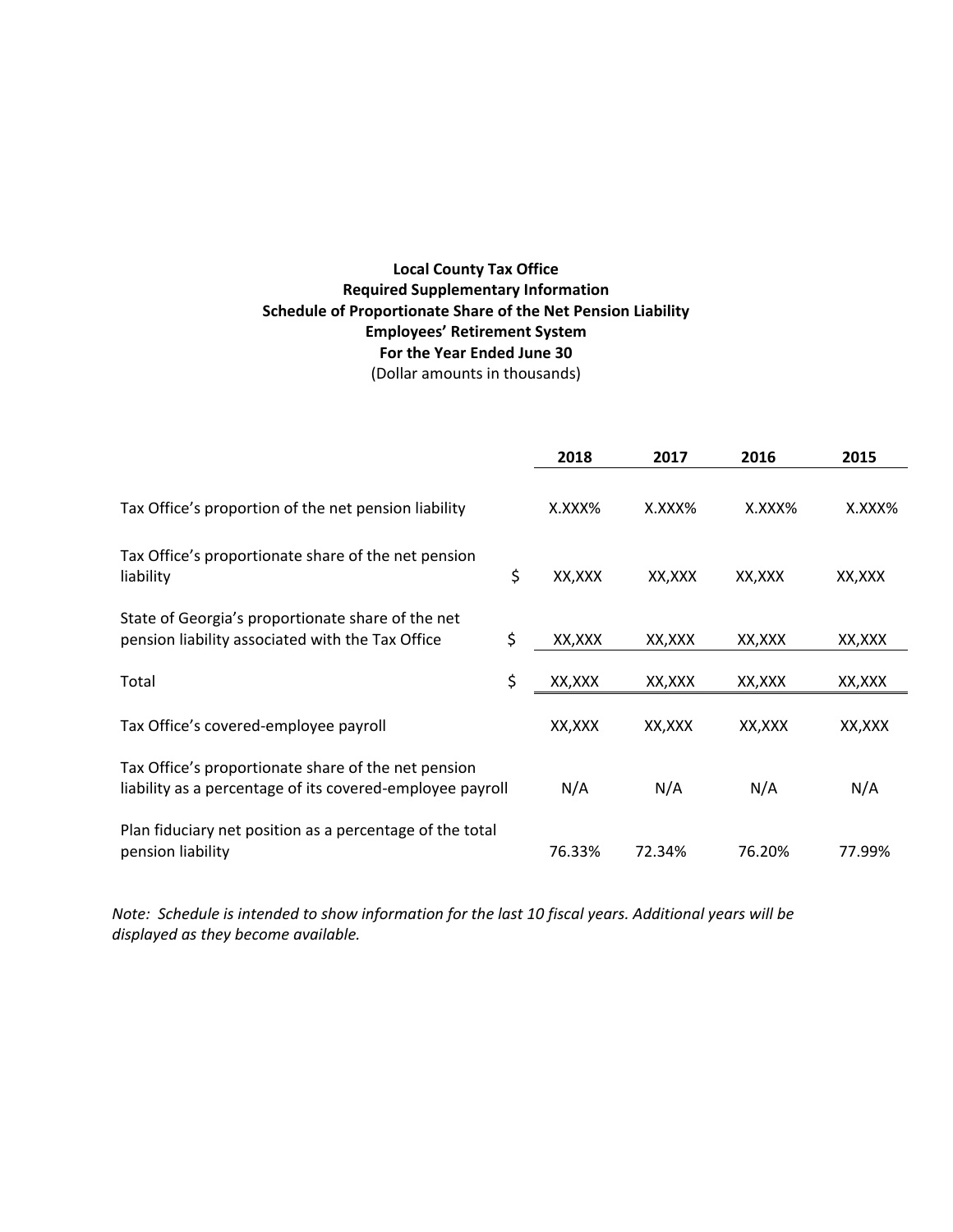**Local County Tax Office**
**Required Supplementary Information**
**Schedule of Proportionate Share of the Net Pension Liability**
**Employees' Retirement System**
**For the Year Ended June 30**
(Dollar amounts in thousands)

| | | 2018 | 2017 | 2016 | 2015 |
|---|---|---|---|---|---|
| Tax Office's proportion of the net pension liability | | X.XXX% | X.XXX% | X.XXX% | X.XXX% |
| Tax Office's proportionate share of the net pension liability | $ | XX,XXX | XX,XXX | XX,XXX | XX,XXX |
| State of Georgia's proportionate share of the net pension liability associated with the Tax Office | $ | XX,XXX | XX,XXX | XX,XXX | XX,XXX |
| Total | $ | XX,XXX | XX,XXX | XX,XXX | XX,XXX |
| Tax Office's covered-employee payroll | | XX,XXX | XX,XXX | XX,XXX | XX,XXX |
| Tax Office's proportionate share of the net pension liability as a percentage of its covered-employee payroll | | N/A | N/A | N/A | N/A |
| Plan fiduciary net position as a percentage of the total pension liability | | 76.33% | 72.34% | 76.20% | 77.99% |

*Note: Schedule is intended to show information for the last 10 fiscal years. Additional years will be displayed as they become available.*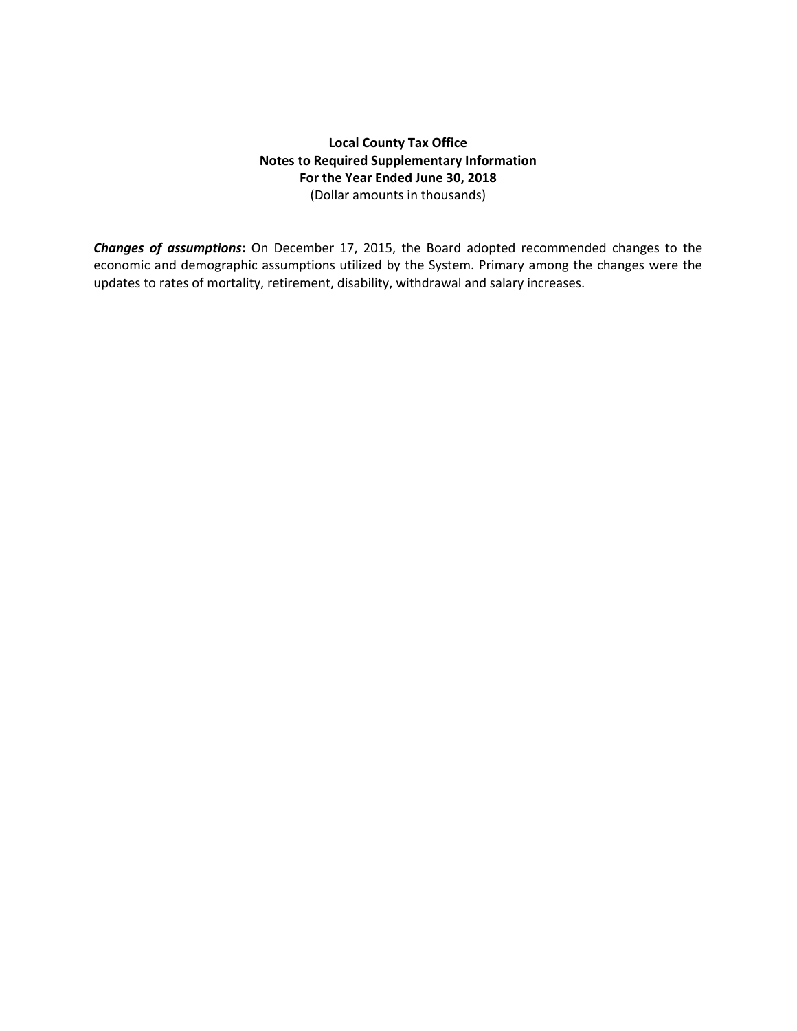**Local County Tax Office**
**Notes to Required Supplementary Information**
**For the Year Ended June 30, 2018**
(Dollar amounts in thousands)

***Changes of assumptions*****:** On December 17, 2015, the Board adopted recommended changes to the economic and demographic assumptions utilized by the System. Primary among the changes were the updates to rates of mortality, retirement, disability, withdrawal and salary increases.